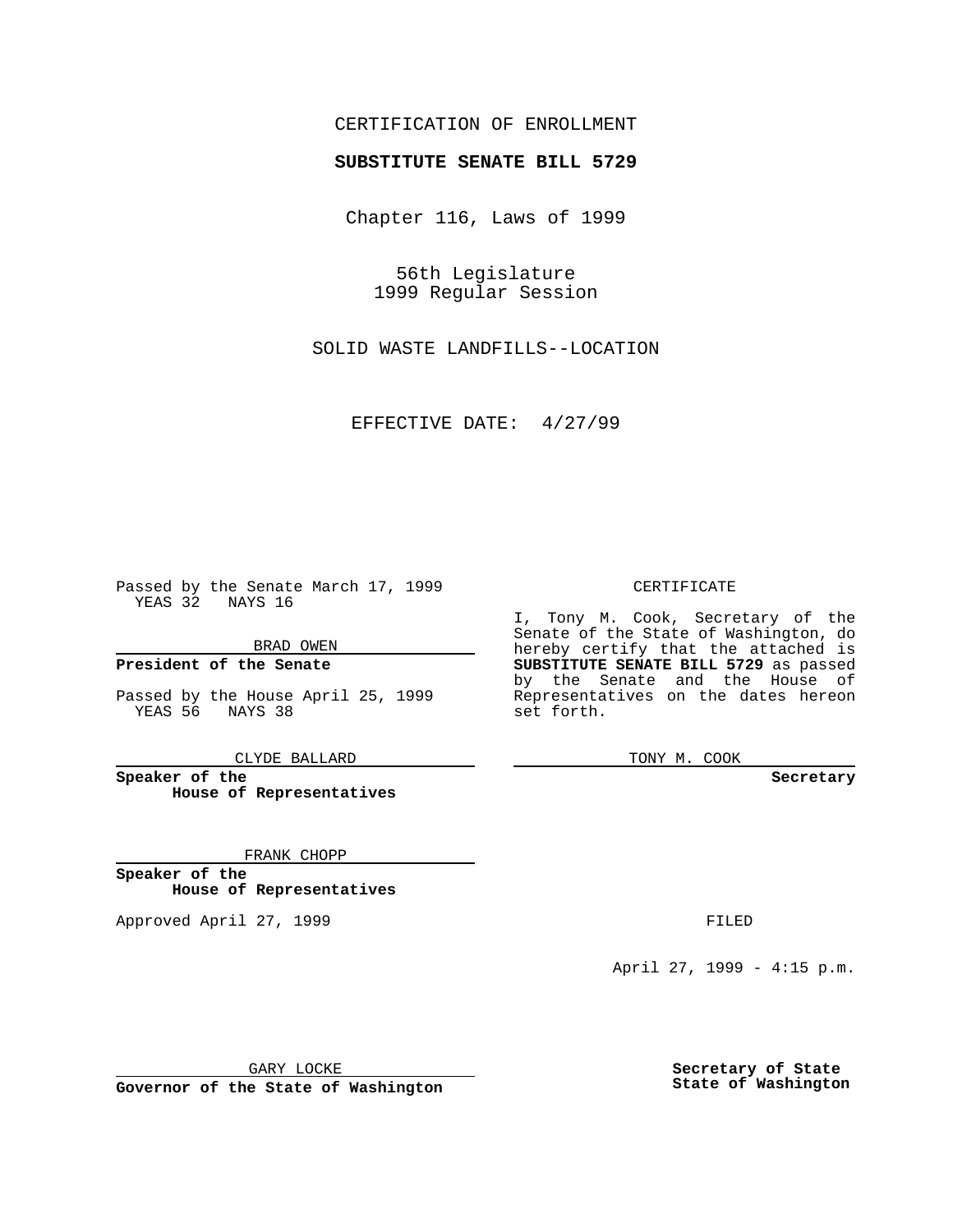CERTIFICATION OF ENROLLMENT

**SUBSTITUTE SENATE BILL 5729**

Chapter 116, Laws of 1999

56th Legislature
1999 Regular Session

SOLID WASTE LANDFILLS--LOCATION

EFFECTIVE DATE: 4/27/99

Passed by the Senate March 17, 1999
YEAS 32 NAYS 16

BRAD OWEN

**President of the Senate**

Passed by the House April 25, 1999
YEAS 56 NAYS 38

CLYDE BALLARD

**Speaker of the House of Representatives**

FRANK CHOPP

**Speaker of the House of Representatives**

Approved April 27, 1999

GARY LOCKE

**Governor of the State of Washington**

CERTIFICATE

I, Tony M. Cook, Secretary of the Senate of the State of Washington, do hereby certify that the attached is **SUBSTITUTE SENATE BILL 5729** as passed by the Senate and the House of Representatives on the dates hereon set forth.

TONY M. COOK

**Secretary**

FILED

April 27, 1999 - 4:15 p.m.

**Secretary of State State of Washington**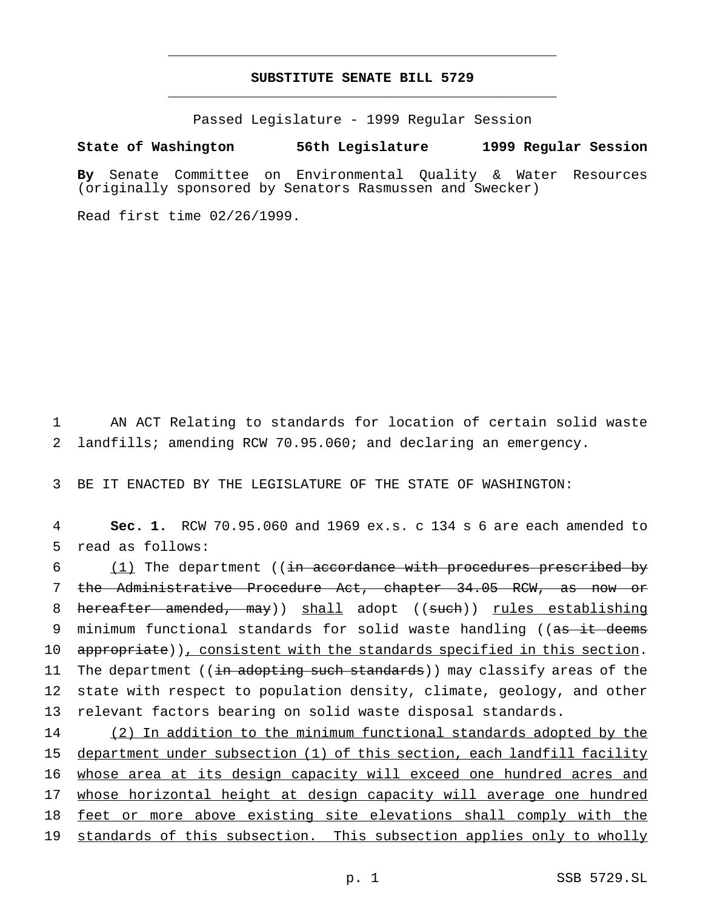# SUBSTITUTE SENATE BILL 5729

Passed Legislature - 1999 Regular Session

**State of Washington 56th Legislature 1999 Regular Session**

**By** Senate Committee on Environmental Quality & Water Resources (originally sponsored by Senators Rasmussen and Swecker)

Read first time 02/26/1999.

1 AN ACT Relating to standards for location of certain solid waste
2 landfills; amending RCW 70.95.060; and declaring an emergency.

3 BE IT ENACTED BY THE LEGISLATURE OF THE STATE OF WASHINGTON:

4 **Sec. 1.** RCW 70.95.060 and 1969 ex.s. c 134 s 6 are each amended to
5 read as follows:

6 <u>(1)</u> The department ((~~in accordance with procedures prescribed by~~
7 ~~the Administrative Procedure Act, chapter 34.05 RCW, as now or~~
8 ~~hereafter amended, may~~)) <u>shall</u> adopt ((~~such~~)) <u>rules establishing</u>
9 minimum functional standards for solid waste handling ((~~as it deems~~
10 ~~appropriate~~))<u>, consistent with the standards specified in this section</u>.
11 The department ((~~in adopting such standards~~)) may classify areas of the
12 state with respect to population density, climate, geology, and other
13 relevant factors bearing on solid waste disposal standards.

14 <u>(2) In addition to the minimum functional standards adopted by the</u>
15 <u>department under subsection (1) of this section, each landfill facility</u>
16 <u>whose area at its design capacity will exceed one hundred acres and</u>
17 <u>whose horizontal height at design capacity will average one hundred</u>
18 <u>feet or more above existing site elevations shall comply with the</u>
19 <u>standards of this subsection. This subsection applies only to wholly</u>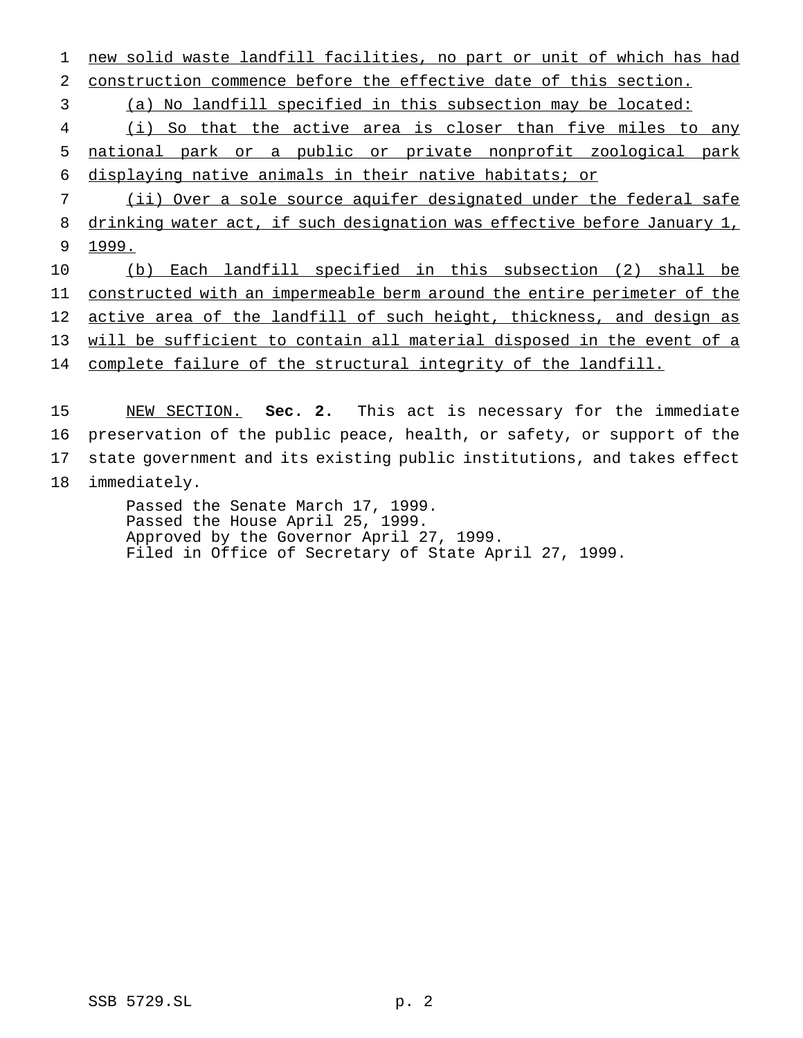new solid waste landfill facilities, no part or unit of which has had construction commence before the effective date of this section.

(a) No landfill specified in this subsection may be located:

(i) So that the active area is closer than five miles to any national park or a public or private nonprofit zoological park displaying native animals in their native habitats; or

(ii) Over a sole source aquifer designated under the federal safe drinking water act, if such designation was effective before January 1, 1999.

(b) Each landfill specified in this subsection (2) shall be constructed with an impermeable berm around the entire perimeter of the active area of the landfill of such height, thickness, and design as will be sufficient to contain all material disposed in the event of a complete failure of the structural integrity of the landfill.

NEW SECTION. **Sec. 2.** This act is necessary for the immediate preservation of the public peace, health, or safety, or support of the state government and its existing public institutions, and takes effect immediately.

Passed the Senate March 17, 1999.
Passed the House April 25, 1999.
Approved by the Governor April 27, 1999.
Filed in Office of Secretary of State April 27, 1999.